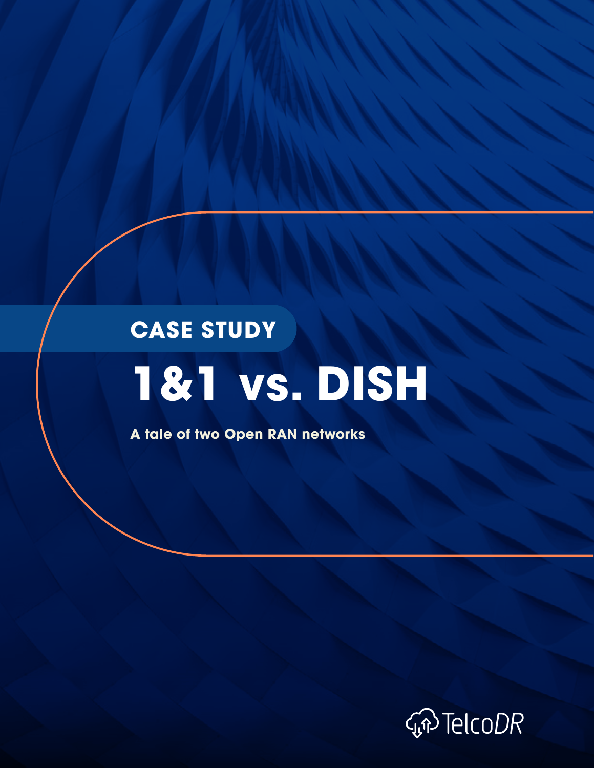CASE STUDY

# 1&1 vs. DISH

**A tale of two Open RAN networks**

TelcoDR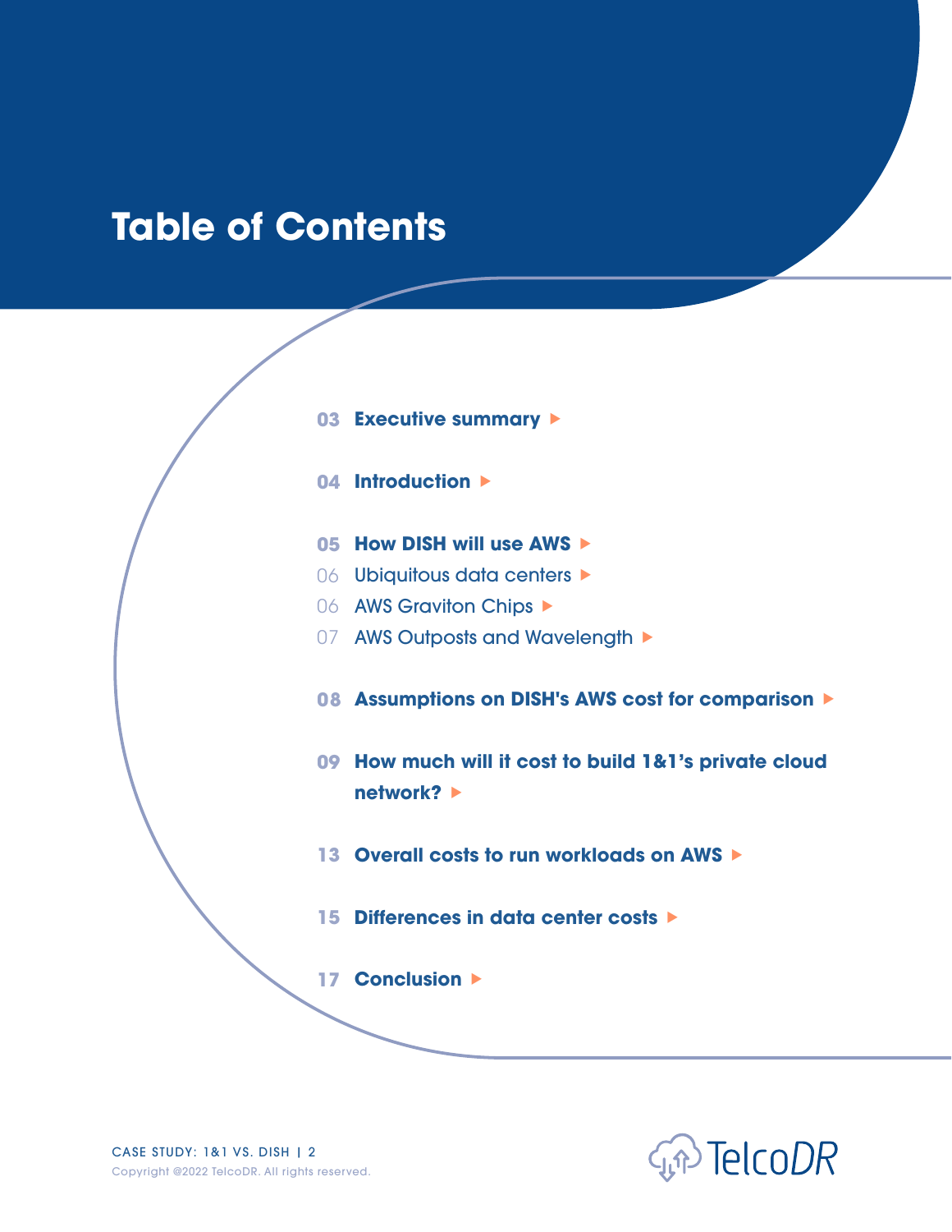# Table of Contents

- **03 Executive summary**
- **04 Introduction**
- **05 How DISH will use AWS**
  - 06 Ubiquitous data centers
  - 06 AWS Graviton Chips
  - 07 AWS Outposts and Wavelength
- **08 Assumptions on DISH's AWS cost for comparison**
- **09 How much will it cost to build 1&1's private cloud network?**
- **13 Overall costs to run workloads on AWS**
- **15 Differences in data center costs**
- **17 Conclusion**

Copyright @2022 TelcoDR. All rights reserved.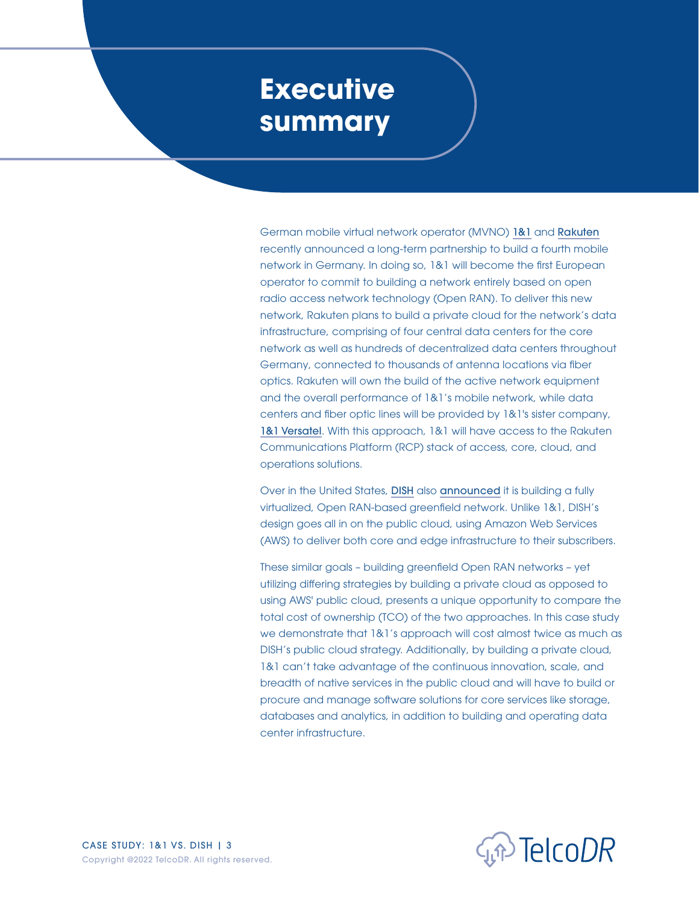# Executive summary

German mobile virtual network operator (MVNO) 1&1 and Rakuten recently announced a long-term partnership to build a fourth mobile network in Germany. In doing so, 1&1 will become the first European operator to commit to building a network entirely based on open radio access network technology (Open RAN). To deliver this new network, Rakuten plans to build a private cloud for the network's data infrastructure, comprising of four central data centers for the core network as well as hundreds of decentralized data centers throughout Germany, connected to thousands of antenna locations via fiber optics. Rakuten will own the build of the active network equipment and the overall performance of 1&1's mobile network, while data centers and fiber optic lines will be provided by 1&1's sister company, 1&1 Versatel. With this approach, 1&1 will have access to the Rakuten Communications Platform (RCP) stack of access, core, cloud, and operations solutions.

Over in the United States, DISH also announced it is building a fully virtualized, Open RAN-based greenfield network. Unlike 1&1, DISH's design goes all in on the public cloud, using Amazon Web Services (AWS) to deliver both core and edge infrastructure to their subscribers.

These similar goals – building greenfield Open RAN networks – yet utilizing differing strategies by building a private cloud as opposed to using AWS' public cloud, presents a unique opportunity to compare the total cost of ownership (TCO) of the two approaches. In this case study we demonstrate that 1&1's approach will cost almost twice as much as DISH's public cloud strategy. Additionally, by building a private cloud, 1&1 can't take advantage of the continuous innovation, scale, and breadth of native services in the public cloud and will have to build or procure and manage software solutions for core services like storage, databases and analytics, in addition to building and operating data center infrastructure.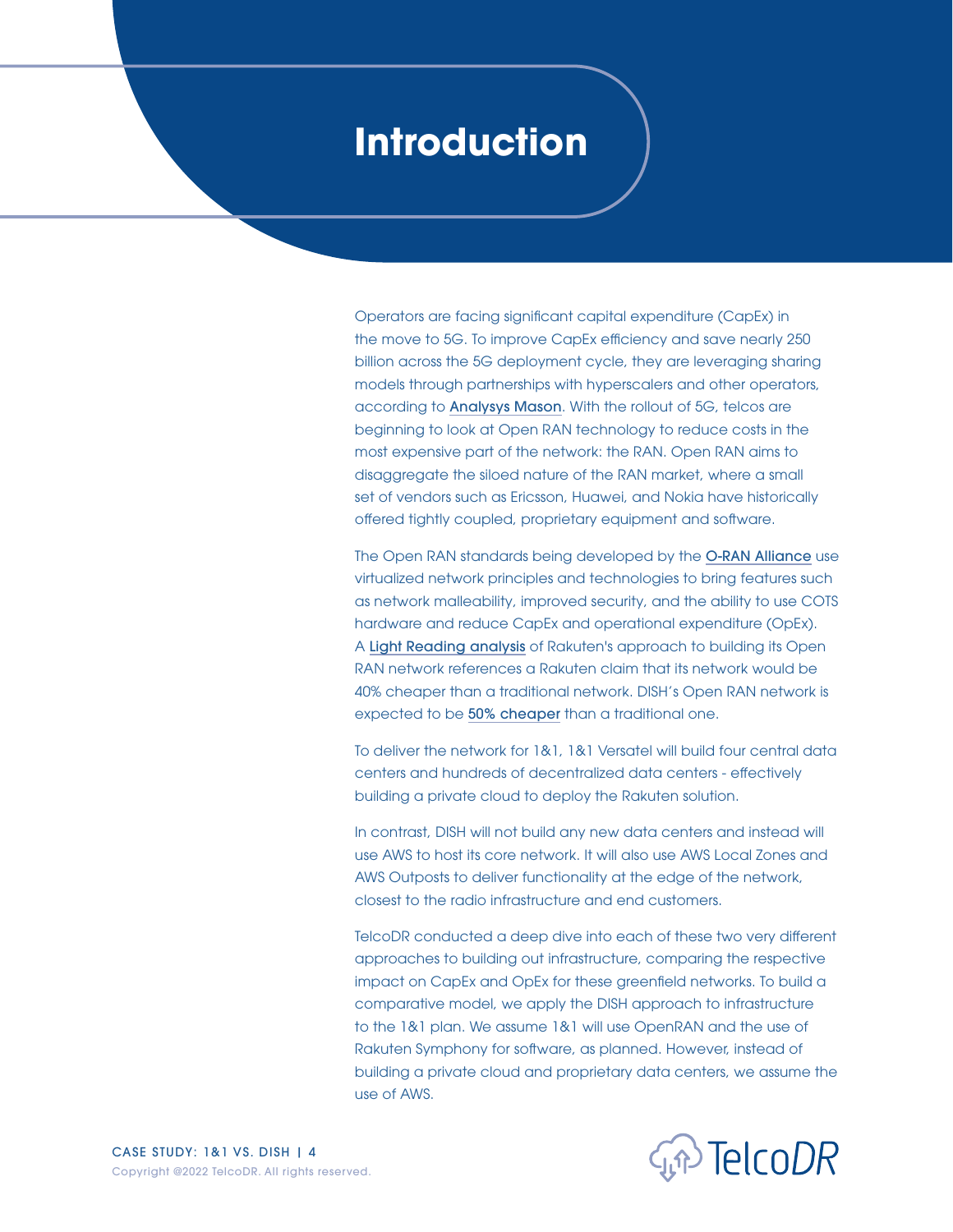# Introduction

Operators are facing significant capital expenditure (CapEx) in the move to 5G. To improve CapEx efficiency and save nearly 250 billion across the 5G deployment cycle, they are leveraging sharing models through partnerships with hyperscalers and other operators, according to Analysys Mason. With the rollout of 5G, telcos are beginning to look at Open RAN technology to reduce costs in the most expensive part of the network: the RAN. Open RAN aims to disaggregate the siloed nature of the RAN market, where a small set of vendors such as Ericsson, Huawei, and Nokia have historically offered tightly coupled, proprietary equipment and software.

The Open RAN standards being developed by the O-RAN Alliance use virtualized network principles and technologies to bring features such as network malleability, improved security, and the ability to use COTS hardware and reduce CapEx and operational expenditure (OpEx). A Light Reading analysis of Rakuten's approach to building its Open RAN network references a Rakuten claim that its network would be 40% cheaper than a traditional network. DISH's Open RAN network is expected to be 50% cheaper than a traditional one.

To deliver the network for 1&1, 1&1 Versatel will build four central data centers and hundreds of decentralized data centers - effectively building a private cloud to deploy the Rakuten solution.

In contrast, DISH will not build any new data centers and instead will use AWS to host its core network. It will also use AWS Local Zones and AWS Outposts to deliver functionality at the edge of the network, closest to the radio infrastructure and end customers.

TelcoDR conducted a deep dive into each of these two very different approaches to building out infrastructure, comparing the respective impact on CapEx and OpEx for these greenfield networks. To build a comparative model, we apply the DISH approach to infrastructure to the 1&1 plan. We assume 1&1 will use OpenRAN and the use of Rakuten Symphony for software, as planned. However, instead of building a private cloud and proprietary data centers, we assume the use of AWS.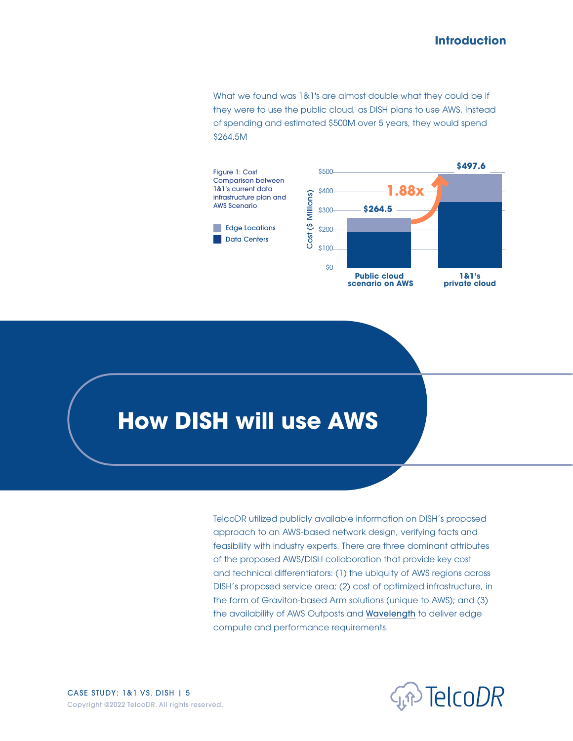What we found was 1&1's are almost double what they could be if they were to use the public cloud, as DISH plans to use AWS. Instead of spending and estimated $500M over 5 years, they would spend $264.5M

Figure 1: Cost Comparison between 1&1's current data infrastructure plan and AWS Scenario

| | Public cloud scenario on AWS | 1&1's private cloud |
| --- | --- | --- |
| Total Cost ($ Millions) | $264.5 | $497.6 |

1.88x

Legend: Edge Locations, Data Centers

## How DISH will use AWS

TelcoDR utilized publicly available information on DISH's proposed approach to an AWS-based network design, verifying facts and feasibility with industry experts. There are three dominant attributes of the proposed AWS/DISH collaboration that provide key cost and technical differentiators: (1) the ubiquity of AWS regions across DISH's proposed service area; (2) cost of optimized infrastructure, in the form of Graviton-based Arm solutions (unique to AWS); and (3) the availability of AWS Outposts and Wavelength to deliver edge compute and performance requirements.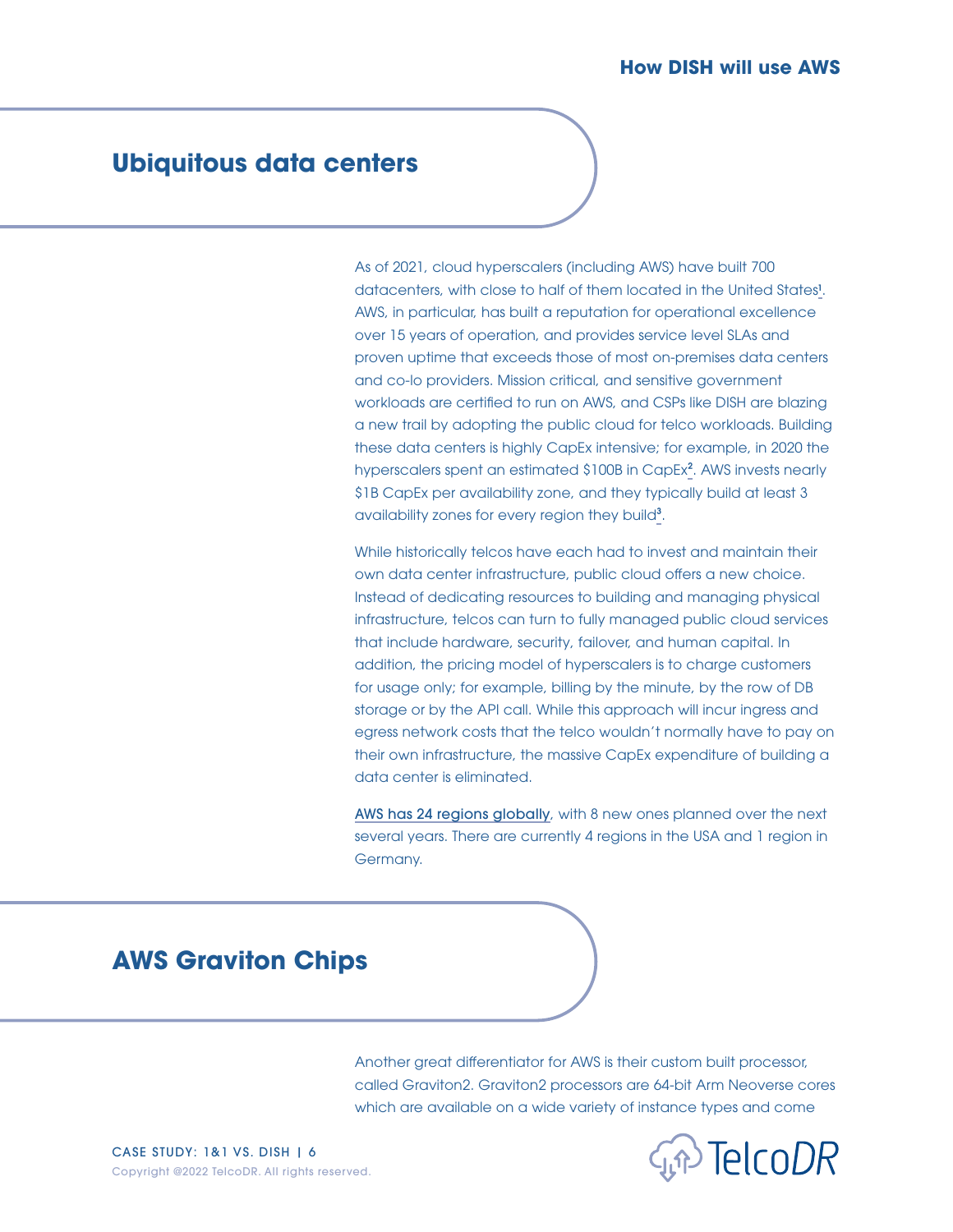## Ubiquitous data centers

As of 2021, cloud hyperscalers (including AWS) have built 700 datacenters, with close to half of them located in the United States[1]. AWS, in particular, has built a reputation for operational excellence over 15 years of operation, and provides service level SLAs and proven uptime that exceeds those of most on-premises data centers and co-lo providers. Mission critical, and sensitive government workloads are certified to run on AWS, and CSPs like DISH are blazing a new trail by adopting the public cloud for telco workloads. Building these data centers is highly CapEx intensive; for example, in 2020 the hyperscalers spent an estimated $100B in CapEx[2]. AWS invests nearly $1B CapEx per availability zone, and they typically build at least 3 availability zones for every region they build[3].

While historically telcos have each had to invest and maintain their own data center infrastructure, public cloud offers a new choice. Instead of dedicating resources to building and managing physical infrastructure, telcos can turn to fully managed public cloud services that include hardware, security, failover, and human capital. In addition, the pricing model of hyperscalers is to charge customers for usage only; for example, billing by the minute, by the row of DB storage or by the API call. While this approach will incur ingress and egress network costs that the telco wouldn't normally have to pay on their own infrastructure, the massive CapEx expenditure of building a data center is eliminated.

AWS has 24 regions globally, with 8 new ones planned over the next several years. There are currently 4 regions in the USA and 1 region in Germany.

## AWS Graviton Chips

Another great differentiator for AWS is their custom built processor, called Graviton2. Graviton2 processors are 64-bit Arm Neoverse cores which are available on a wide variety of instance types and come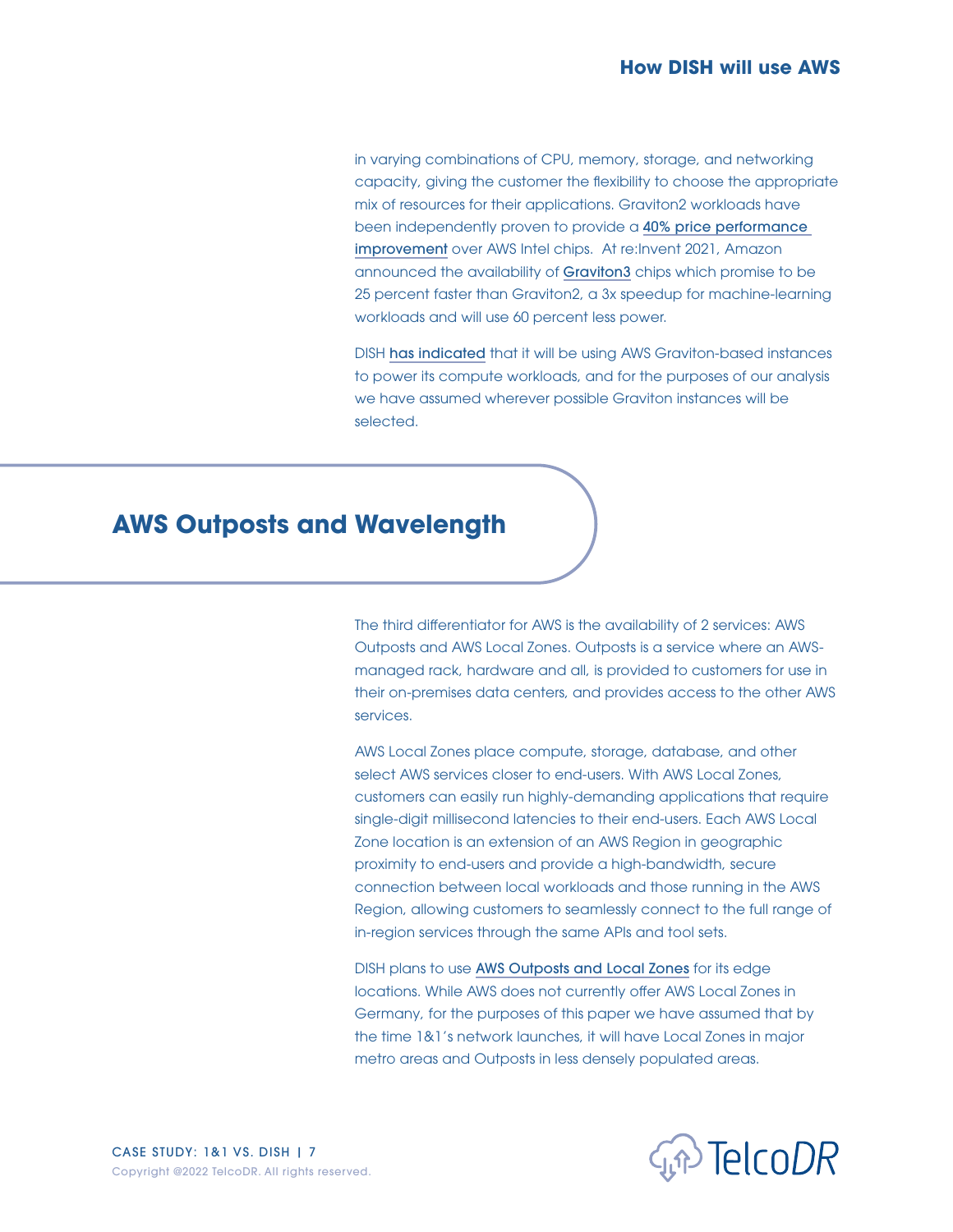in varying combinations of CPU, memory, storage, and networking capacity, giving the customer the flexibility to choose the appropriate mix of resources for their applications. Graviton2 workloads have been independently proven to provide a 40% price performance improvement over AWS Intel chips. At re:Invent 2021, Amazon announced the availability of Graviton3 chips which promise to be 25 percent faster than Graviton2, a 3x speedup for machine-learning workloads and will use 60 percent less power.

DISH has indicated that it will be using AWS Graviton-based instances to power its compute workloads, and for the purposes of our analysis we have assumed wherever possible Graviton instances will be selected.

## AWS Outposts and Wavelength

The third differentiator for AWS is the availability of 2 services: AWS Outposts and AWS Local Zones. Outposts is a service where an AWS-managed rack, hardware and all, is provided to customers for use in their on-premises data centers, and provides access to the other AWS services.

AWS Local Zones place compute, storage, database, and other select AWS services closer to end-users. With AWS Local Zones, customers can easily run highly-demanding applications that require single-digit millisecond latencies to their end-users. Each AWS Local Zone location is an extension of an AWS Region in geographic proximity to end-users and provide a high-bandwidth, secure connection between local workloads and those running in the AWS Region, allowing customers to seamlessly connect to the full range of in-region services through the same APIs and tool sets.

DISH plans to use AWS Outposts and Local Zones for its edge locations. While AWS does not currently offer AWS Local Zones in Germany, for the purposes of this paper we have assumed that by the time 1&1's network launches, it will have Local Zones in major metro areas and Outposts in less densely populated areas.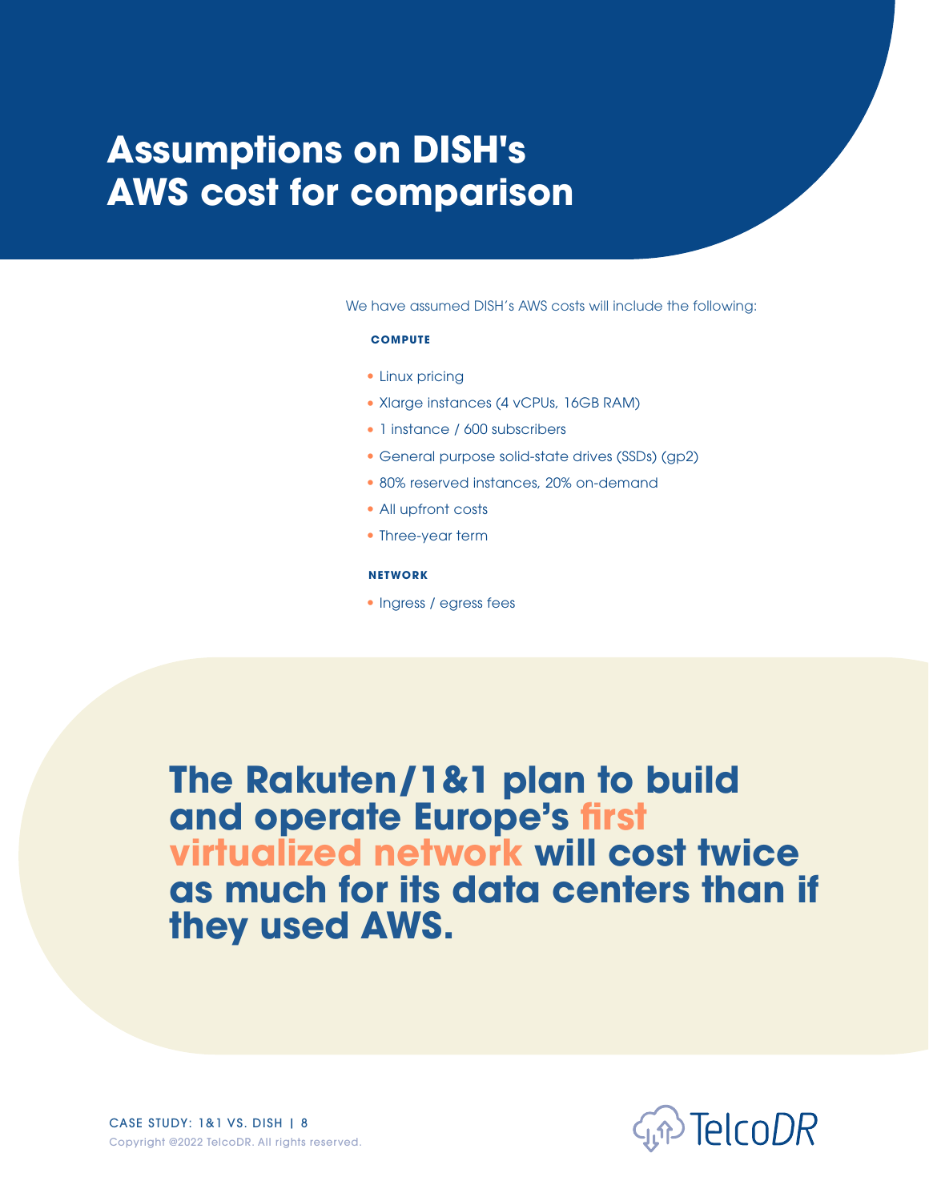# Assumptions on DISH's AWS cost for comparison

We have assumed DISH's AWS costs will include the following:

**COMPUTE**

- Linux pricing
- Xlarge instances (4 vCPUs, 16GB RAM)
- 1 instance / 600 subscribers
- General purpose solid-state drives (SSDs) (gp2)
- 80% reserved instances, 20% on-demand
- All upfront costs
- Three-year term

**NETWORK**

- Ingress / egress fees

**The Rakuten/1&1 plan to build and operate Europe's first virtualized network will cost twice as much for its data centers than if they used AWS.**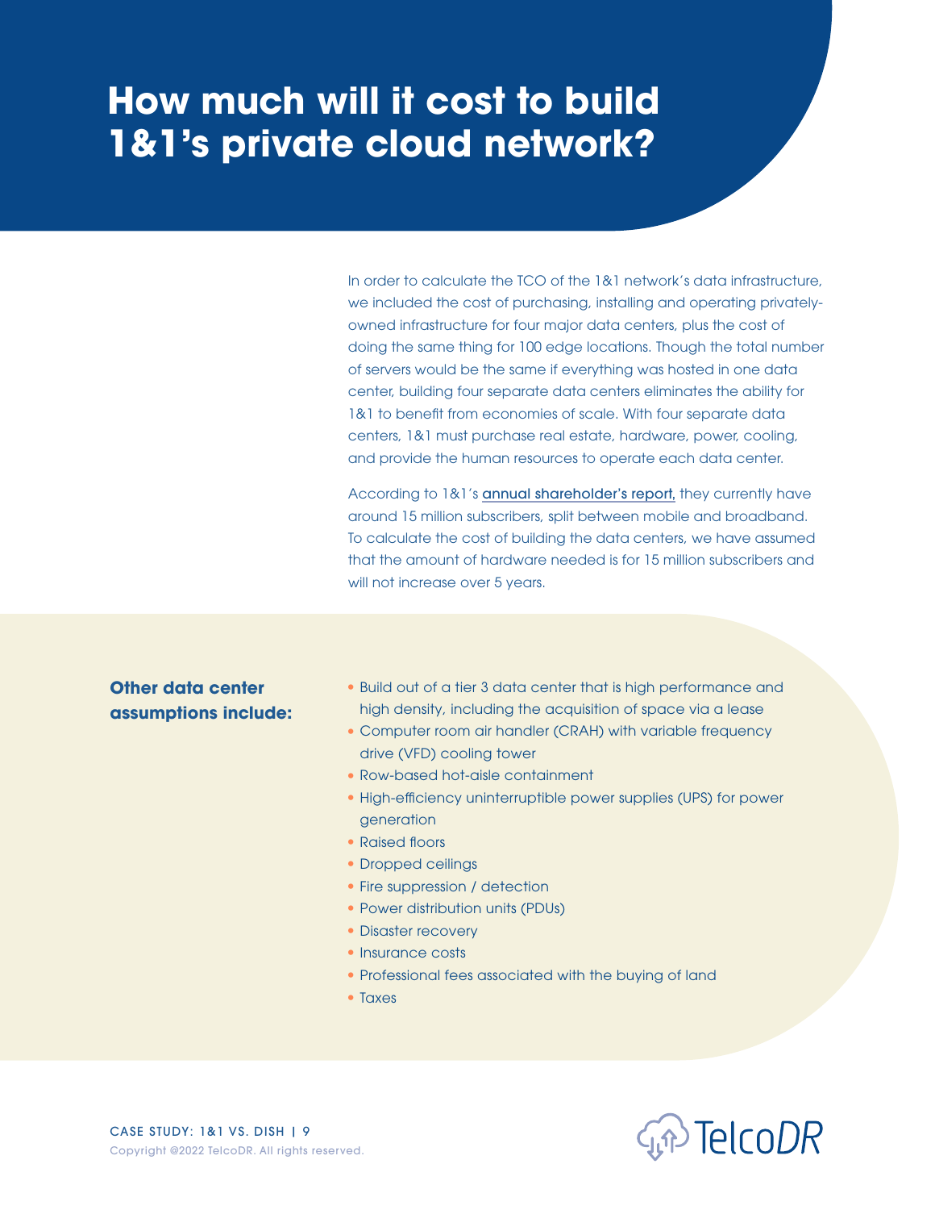# How much will it cost to build 1&1's private cloud network?

In order to calculate the TCO of the 1&1 network's data infrastructure, we included the cost of purchasing, installing and operating privately-owned infrastructure for four major data centers, plus the cost of doing the same thing for 100 edge locations. Though the total number of servers would be the same if everything was hosted in one data center, building four separate data centers eliminates the ability for 1&1 to benefit from economies of scale. With four separate data centers, 1&1 must purchase real estate, hardware, power, cooling, and provide the human resources to operate each data center.

According to 1&1's annual shareholder's report, they currently have around 15 million subscribers, split between mobile and broadband. To calculate the cost of building the data centers, we have assumed that the amount of hardware needed is for 15 million subscribers and will not increase over 5 years.

**Other data center assumptions include:**

- Build out of a tier 3 data center that is high performance and high density, including the acquisition of space via a lease
- Computer room air handler (CRAH) with variable frequency drive (VFD) cooling tower
- Row-based hot-aisle containment
- High-efficiency uninterruptible power supplies (UPS) for power generation
- Raised floors
- Dropped ceilings
- Fire suppression / detection
- Power distribution units (PDUs)
- Disaster recovery
- Insurance costs
- Professional fees associated with the buying of land
- Taxes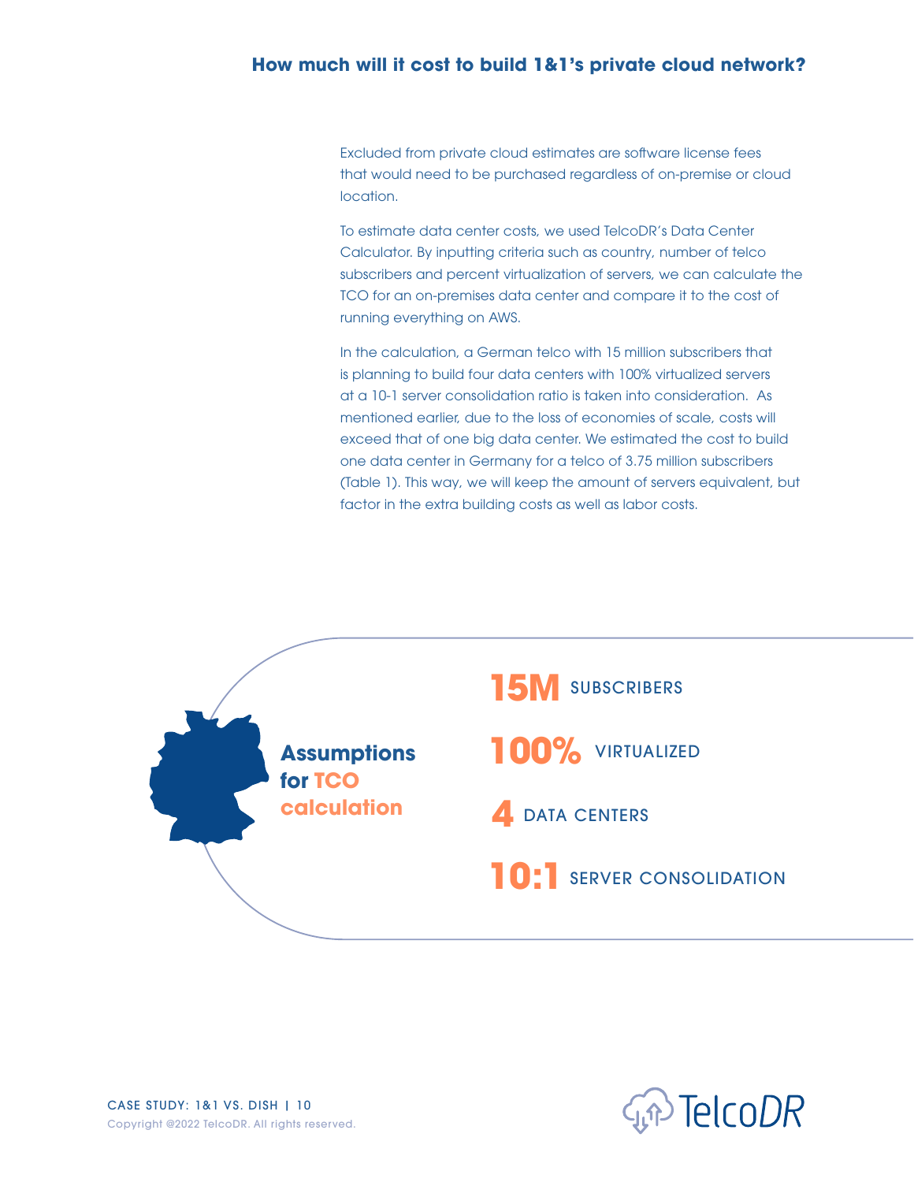## How much will it cost to build 1&1's private cloud network?

Excluded from private cloud estimates are software license fees that would need to be purchased regardless of on-premise or cloud location.

To estimate data center costs, we used TelcoDR's Data Center Calculator. By inputting criteria such as country, number of telco subscribers and percent virtualization of servers, we can calculate the TCO for an on-premises data center and compare it to the cost of running everything on AWS.

In the calculation, a German telco with 15 million subscribers that is planning to build four data centers with 100% virtualized servers at a 10-1 server consolidation ratio is taken into consideration. As mentioned earlier, due to the loss of economies of scale, costs will exceed that of one big data center. We estimated the cost to build one data center in Germany for a telco of 3.75 million subscribers (Table 1). This way, we will keep the amount of servers equivalent, but factor in the extra building costs as well as labor costs.

**Assumptions for TCO calculation**

- **15M** SUBSCRIBERS
- **100%** VIRTUALIZED
- **4** DATA CENTERS
- **10:1** SERVER CONSOLIDATION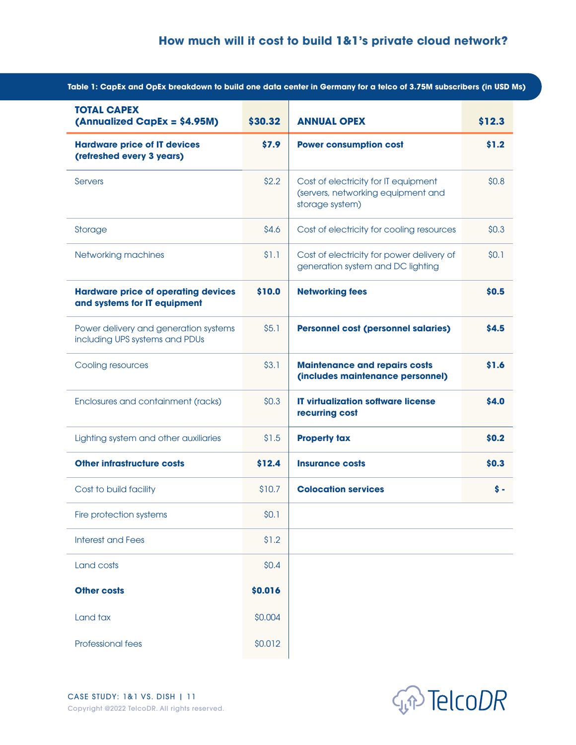## How much will it cost to build 1&1's private cloud network?

**Table 1: CapEx and OpEx breakdown to build one data center in Germany for a telco of 3.75M subscribers (in USD Ms)**

| **TOTAL CAPEX (Annualized CapEx = $4.95M)** | **$30.32** | **ANNUAL OPEX** | **$12.3** |
|---|---|---|---|
| **Hardware price of IT devices (refreshed every 3 years)** | **$7.9** | **Power consumption cost** | **$1.2** |
| Servers | $2.2 | Cost of electricity for IT equipment (servers, networking equipment and storage system) | $0.8 |
| Storage | $4.6 | Cost of electricity for cooling resources | $0.3 |
| Networking machines | $1.1 | Cost of electricity for power delivery of generation system and DC lighting | $0.1 |
| **Hardware price of operating devices and systems for IT equipment** | **$10.0** | **Networking fees** | **$0.5** |
| Power delivery and generation systems including UPS systems and PDUs | $5.1 | **Personnel cost (personnel salaries)** | **$4.5** |
| Cooling resources | $3.1 | **Maintenance and repairs costs (includes maintenance personnel)** | **$1.6** |
| Enclosures and containment (racks) | $0.3 | **IT virtualization software license recurring cost** | **$4.0** |
| Lighting system and other auxiliaries | $1.5 | **Property tax** | **$0.2** |
| **Other infrastructure costs** | **$12.4** | **Insurance costs** | **$0.3** |
| Cost to build facility | $10.7 | **Colocation services** | **$ -** |
| Fire protection systems | $0.1 | | |
| Interest and Fees | $1.2 | | |
| Land costs | $0.4 | | |
| **Other costs** | **$0.016** | | |
| Land tax | $0.004 | | |
| Professional fees | $0.012 | | |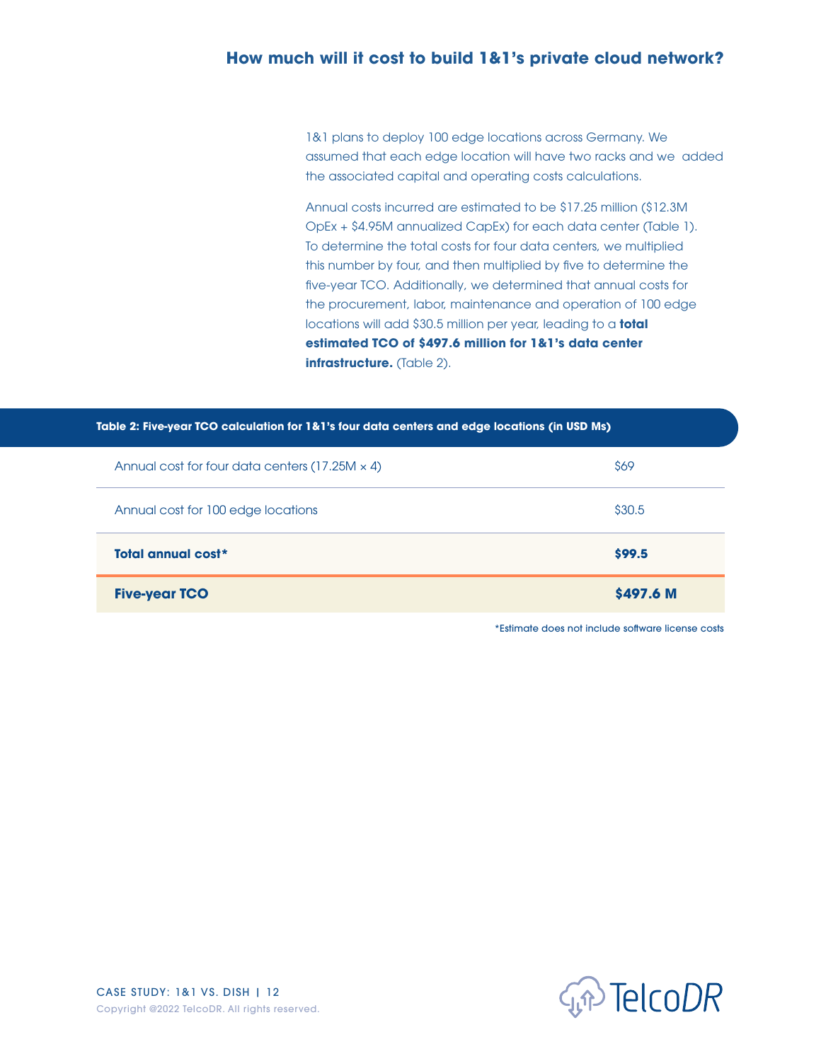## How much will it cost to build 1&1's private cloud network?

1&1 plans to deploy 100 edge locations across Germany. We assumed that each edge location will have two racks and we added the associated capital and operating costs calculations.

Annual costs incurred are estimated to be $17.25 million ($12.3M OpEx + $4.95M annualized CapEx) for each data center (Table 1). To determine the total costs for four data centers, we multiplied this number by four, and then multiplied by five to determine the five-year TCO. Additionally, we determined that annual costs for the procurement, labor, maintenance and operation of 100 edge locations will add $30.5 million per year, leading to a **total estimated TCO of $497.6 million for 1&1's data center infrastructure.** (Table 2).

**Table 2: Five-year TCO calculation for 1&1's four data centers and edge locations (in USD Ms)**

| | |
|---|---|
| Annual cost for four data centers (17.25M × 4) | $69 |
| Annual cost for 100 edge locations | $30.5 |
| **Total annual cost*** | **$99.5** |
| **Five-year TCO** | **$497.6 M** |

*Estimate does not include software license costs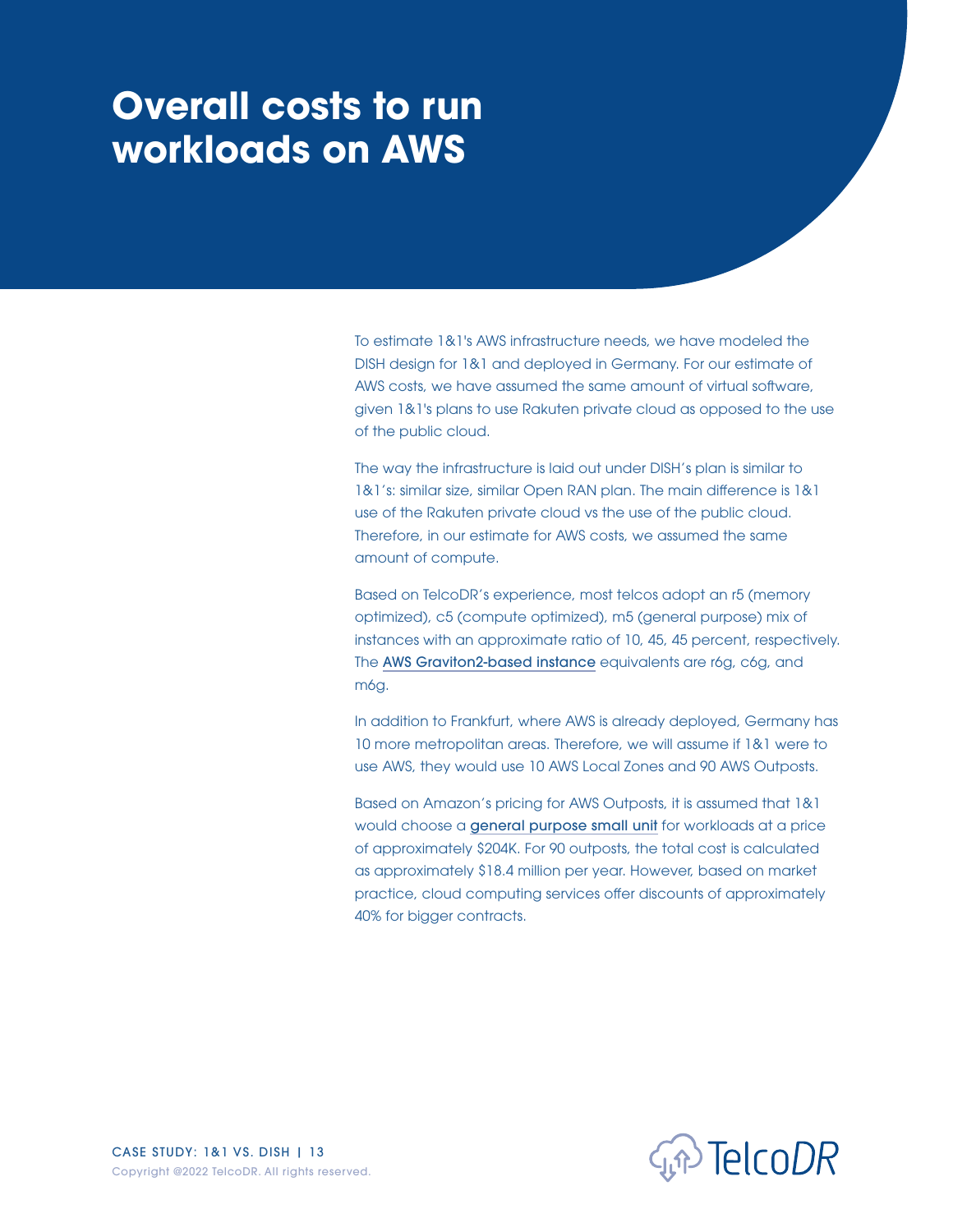# Overall costs to run workloads on AWS

To estimate 1&1's AWS infrastructure needs, we have modeled the DISH design for 1&1 and deployed in Germany. For our estimate of AWS costs, we have assumed the same amount of virtual software, given 1&1's plans to use Rakuten private cloud as opposed to the use of the public cloud.

The way the infrastructure is laid out under DISH's plan is similar to 1&1's: similar size, similar Open RAN plan. The main difference is 1&1 use of the Rakuten private cloud vs the use of the public cloud. Therefore, in our estimate for AWS costs, we assumed the same amount of compute.

Based on TelcoDR's experience, most telcos adopt an r5 (memory optimized), c5 (compute optimized), m5 (general purpose) mix of instances with an approximate ratio of 10, 45, 45 percent, respectively. The AWS Graviton2-based instance equivalents are r6g, c6g, and m6g.

In addition to Frankfurt, where AWS is already deployed, Germany has 10 more metropolitan areas. Therefore, we will assume if 1&1 were to use AWS, they would use 10 AWS Local Zones and 90 AWS Outposts.

Based on Amazon's pricing for AWS Outposts, it is assumed that 1&1 would choose a general purpose small unit for workloads at a price of approximately $204K. For 90 outposts, the total cost is calculated as approximately $18.4 million per year. However, based on market practice, cloud computing services offer discounts of approximately 40% for bigger contracts.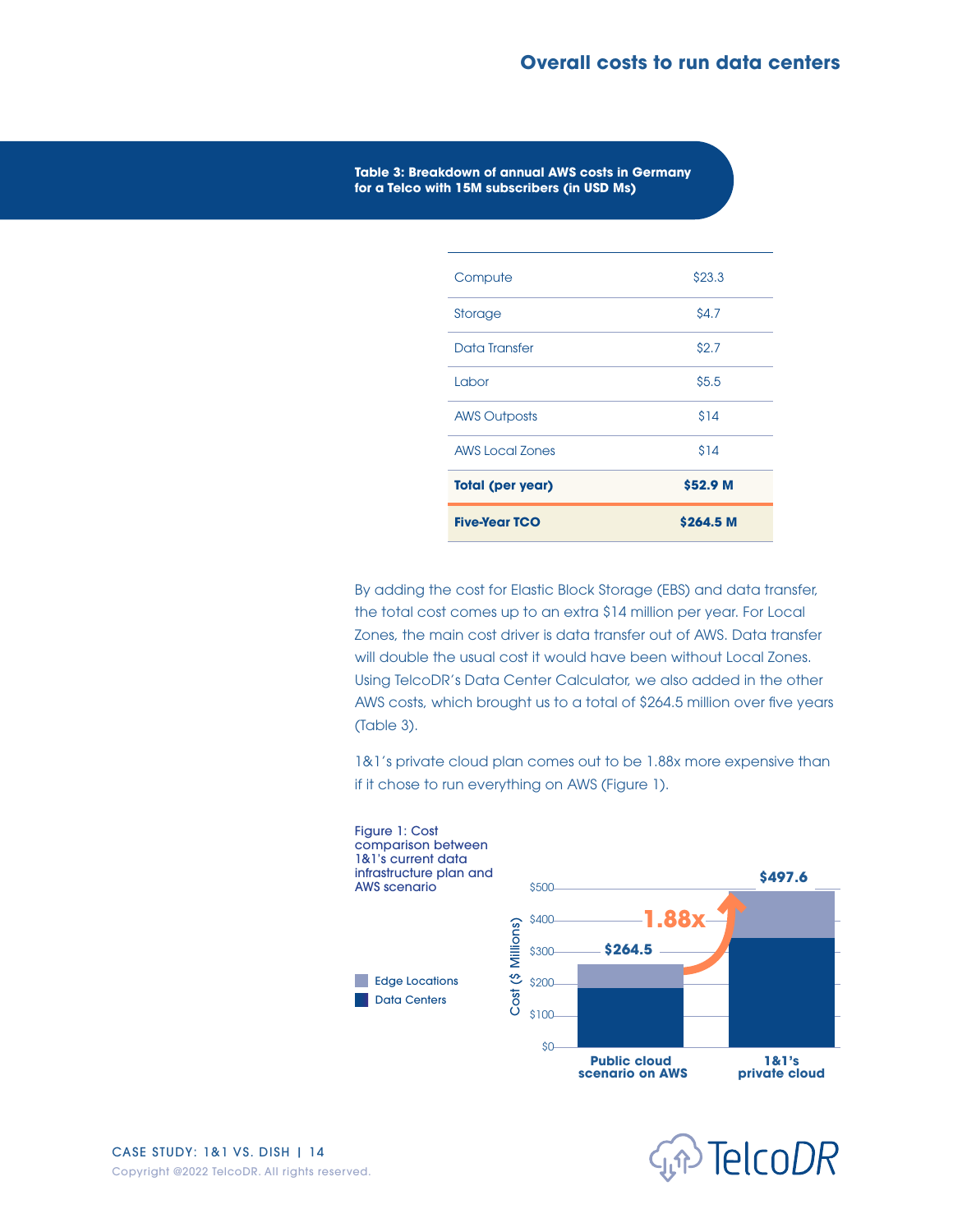## Overall costs to run data centers

**Table 3: Breakdown of annual AWS costs in Germany for a Telco with 15M subscribers (in USD Ms)**

| | |
|---|---|
| Compute | $23.3 |
| Storage | $4.7 |
| Data Transfer | $2.7 |
| Labor | $5.5 |
| AWS Outposts | $14 |
| AWS Local Zones | $14 |
| **Total (per year)** | **$52.9 M** |
| **Five-Year TCO** | **$264.5 M** |

By adding the cost for Elastic Block Storage (EBS) and data transfer, the total cost comes up to an extra $14 million per year. For Local Zones, the main cost driver is data transfer out of AWS. Data transfer will double the usual cost it would have been without Local Zones. Using TelcoDR's Data Center Calculator, we also added in the other AWS costs, which brought us to a total of $264.5 million over five years (Table 3).

1&1's private cloud plan comes out to be 1.88x more expensive than if it chose to run everything on AWS (Figure 1).

Figure 1: Cost comparison between 1&1's current data infrastructure plan and AWS scenario

| Scenario | Total cost ($ Millions) |
|---|---|
| Public cloud scenario on AWS | $264.5 |
| 1&1's private cloud | $497.6 |

1.88x

Legend: Edge Locations; Data Centers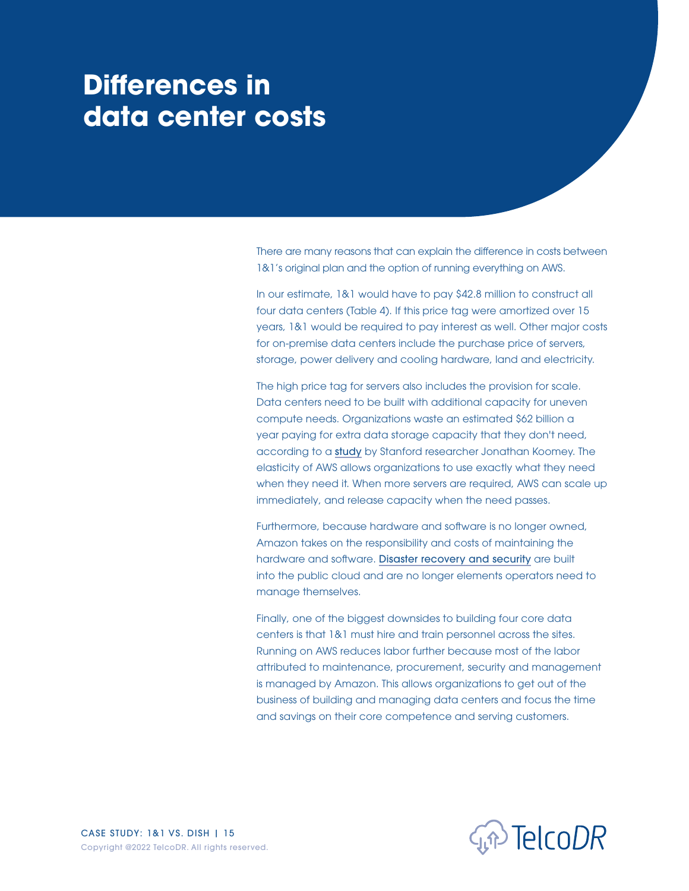# Differences in data center costs

There are many reasons that can explain the difference in costs between 1&1's original plan and the option of running everything on AWS.

In our estimate, 1&1 would have to pay $42.8 million to construct all four data centers (Table 4). If this price tag were amortized over 15 years, 1&1 would be required to pay interest as well. Other major costs for on-premise data centers include the purchase price of servers, storage, power delivery and cooling hardware, land and electricity.

The high price tag for servers also includes the provision for scale. Data centers need to be built with additional capacity for uneven compute needs. Organizations waste an estimated $62 billion a year paying for extra data storage capacity that they don't need, according to a study by Stanford researcher Jonathan Koomey. The elasticity of AWS allows organizations to use exactly what they need when they need it. When more servers are required, AWS can scale up immediately, and release capacity when the need passes.

Furthermore, because hardware and software is no longer owned, Amazon takes on the responsibility and costs of maintaining the hardware and software. Disaster recovery and security are built into the public cloud and are no longer elements operators need to manage themselves.

Finally, one of the biggest downsides to building four core data centers is that 1&1 must hire and train personnel across the sites. Running on AWS reduces labor further because most of the labor attributed to maintenance, procurement, security and management is managed by Amazon. This allows organizations to get out of the business of building and managing data centers and focus the time and savings on their core competence and serving customers.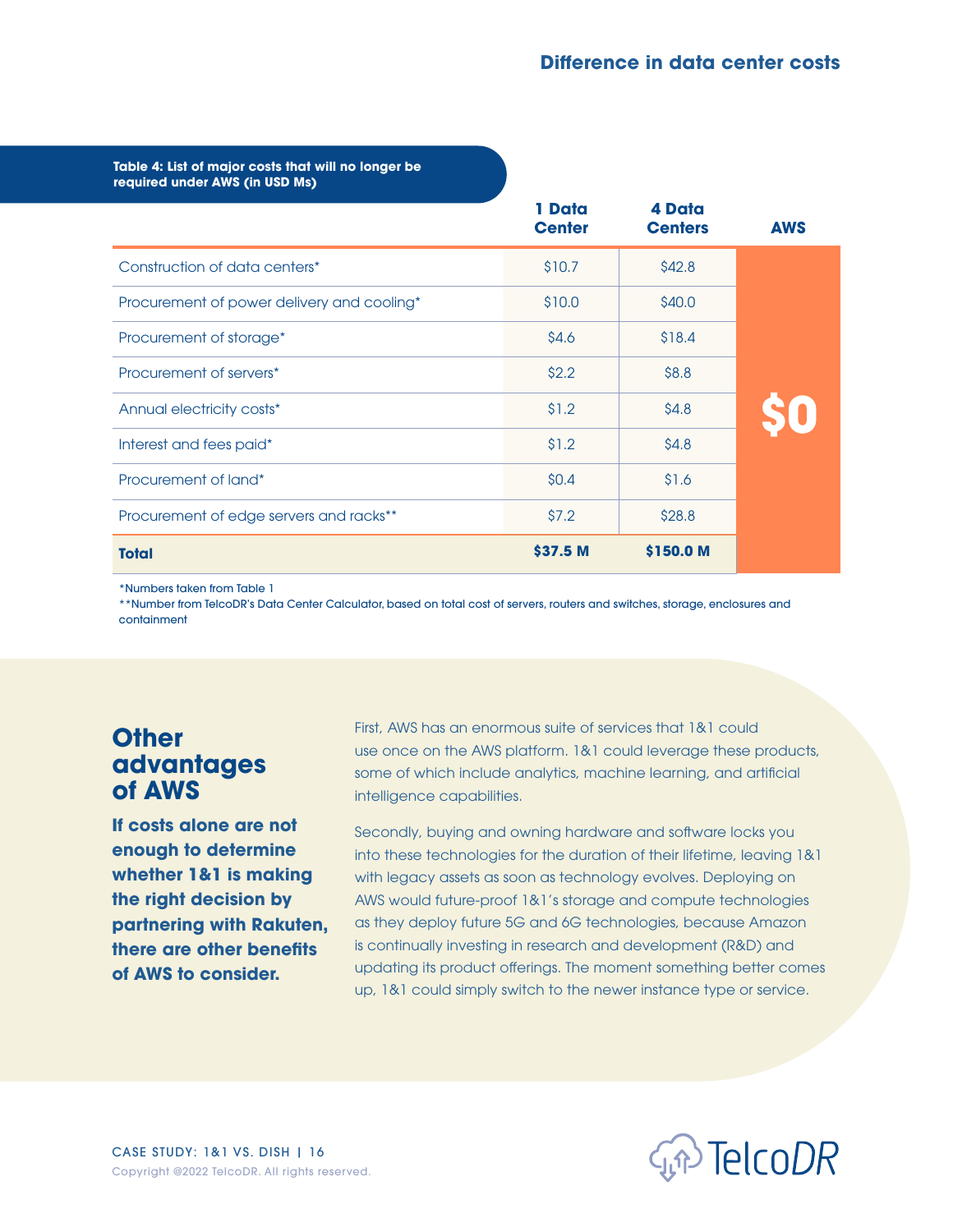## Difference in data center costs

**Table 4: List of major costs that will no longer be required under AWS (in USD Ms)**

| | 1 Data Center | 4 Data Centers | AWS |
|---|---|---|---|
| Construction of data centers* | $10.7 | $42.8 | $0 |
| Procurement of power delivery and cooling* | $10.0 | $40.0 | |
| Procurement of storage* | $4.6 | $18.4 | |
| Procurement of servers* | $2.2 | $8.8 | |
| Annual electricity costs* | $1.2 | $4.8 | |
| Interest and fees paid* | $1.2 | $4.8 | |
| Procurement of land* | $0.4 | $1.6 | |
| Procurement of edge servers and racks** | $7.2 | $28.8 | |
| **Total** | **$37.5 M** | **$150.0 M** | |

*Numbers taken from Table 1

**Number from TelcoDR's Data Center Calculator, based on total cost of servers, routers and switches, storage, enclosures and containment

## Other advantages of AWS

**If costs alone are not enough to determine whether 1&1 is making the right decision by partnering with Rakuten, there are other benefits of AWS to consider.**

First, AWS has an enormous suite of services that 1&1 could use once on the AWS platform. 1&1 could leverage these products, some of which include analytics, machine learning, and artificial intelligence capabilities.

Secondly, buying and owning hardware and software locks you into these technologies for the duration of their lifetime, leaving 1&1 with legacy assets as soon as technology evolves. Deploying on AWS would future-proof 1&1's storage and compute technologies as they deploy future 5G and 6G technologies, because Amazon is continually investing in research and development (R&D) and updating its product offerings. The moment something better comes up, 1&1 could simply switch to the newer instance type or service.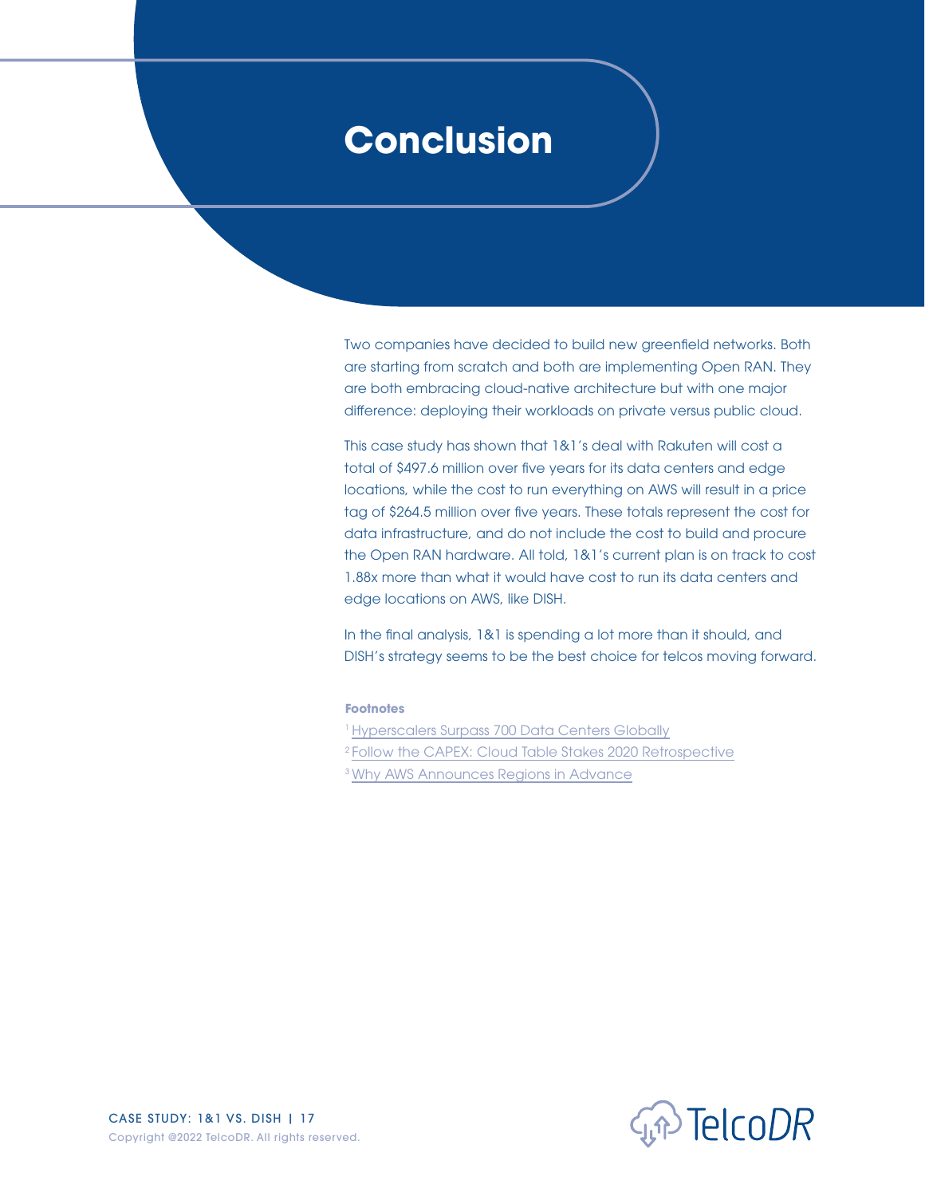# Conclusion

Two companies have decided to build new greenfield networks. Both are starting from scratch and both are implementing Open RAN. They are both embracing cloud-native architecture but with one major difference: deploying their workloads on private versus public cloud.

This case study has shown that 1&1's deal with Rakuten will cost a total of $497.6 million over five years for its data centers and edge locations, while the cost to run everything on AWS will result in a price tag of $264.5 million over five years. These totals represent the cost for data infrastructure, and do not include the cost to build and procure the Open RAN hardware. All told, 1&1's current plan is on track to cost 1.88x more than what it would have cost to run its data centers and edge locations on AWS, like DISH.

In the final analysis, 1&1 is spending a lot more than it should, and DISH's strategy seems to be the best choice for telcos moving forward.

**Footnotes**

[1] Hyperscalers Surpass 700 Data Centers Globally

[2] Follow the CAPEX: Cloud Table Stakes 2020 Retrospective

[3] Why AWS Announces Regions in Advance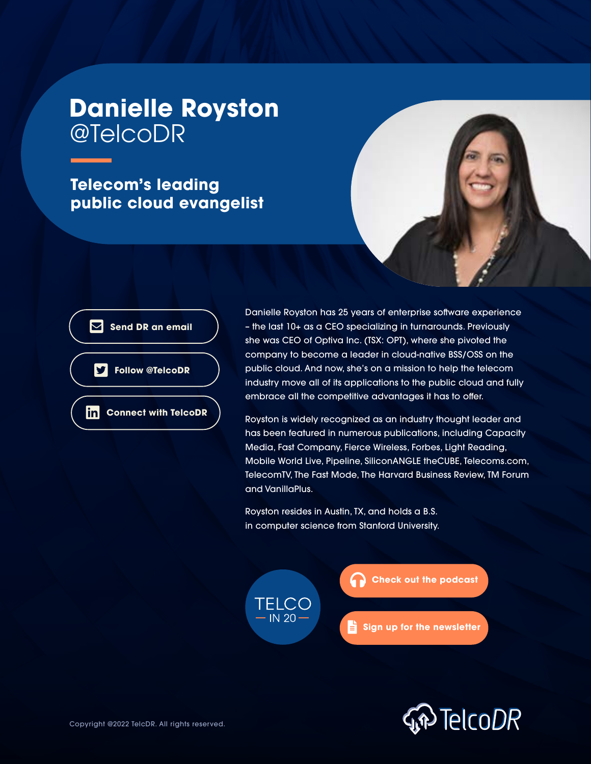# Danielle Royston

@TelcoDR

**Telecom's leading public cloud evangelist**

**Send DR an email**

**Follow @TelcoDR**

**Connect with TelcoDR**

Danielle Royston has 25 years of enterprise software experience – the last 10+ as a CEO specializing in turnarounds. Previously she was CEO of Optiva Inc. (TSX: OPT), where she pivoted the company to become a leader in cloud-native BSS/OSS on the public cloud. And now, she's on a mission to help the telecom industry move all of its applications to the public cloud and fully embrace all the competitive advantages it has to offer.

Royston is widely recognized as an industry thought leader and has been featured in numerous publications, including Capacity Media, Fast Company, Fierce Wireless, Forbes, Light Reading, Mobile World Live, Pipeline, SiliconANGLE theCUBE, Telecoms.com, TelecomTV, The Fast Mode, The Harvard Business Review, TM Forum and VanillaPlus.

Royston resides in Austin, TX, and holds a B.S. in computer science from Stanford University.

TELCO IN 20

**Check out the podcast**

**Sign up for the newsletter**

Copyright @2022 TelcDR. All rights reserved.

TelcoDR